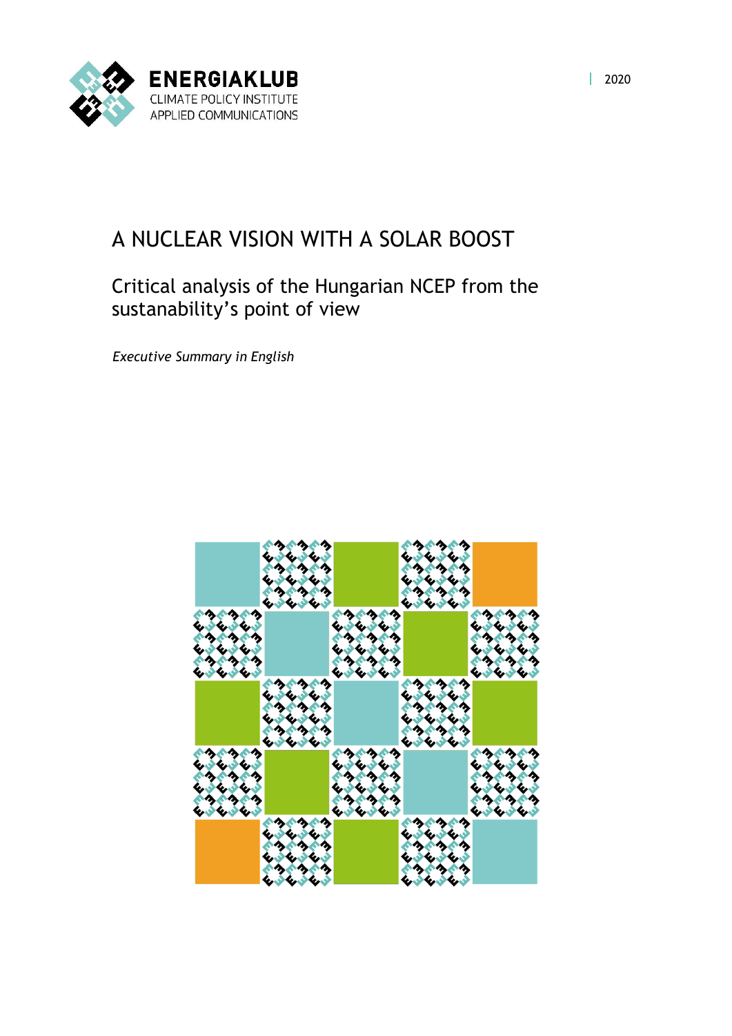ENERGIAKLUB
CLIMATE POLICY INSTITUTE
APPLIED COMMUNICATIONS

2020

# A NUCLEAR VISION WITH A SOLAR BOOST

## Critical analysis of the Hungarian NCEP from the sustanability's point of view

*Executive Summary in English*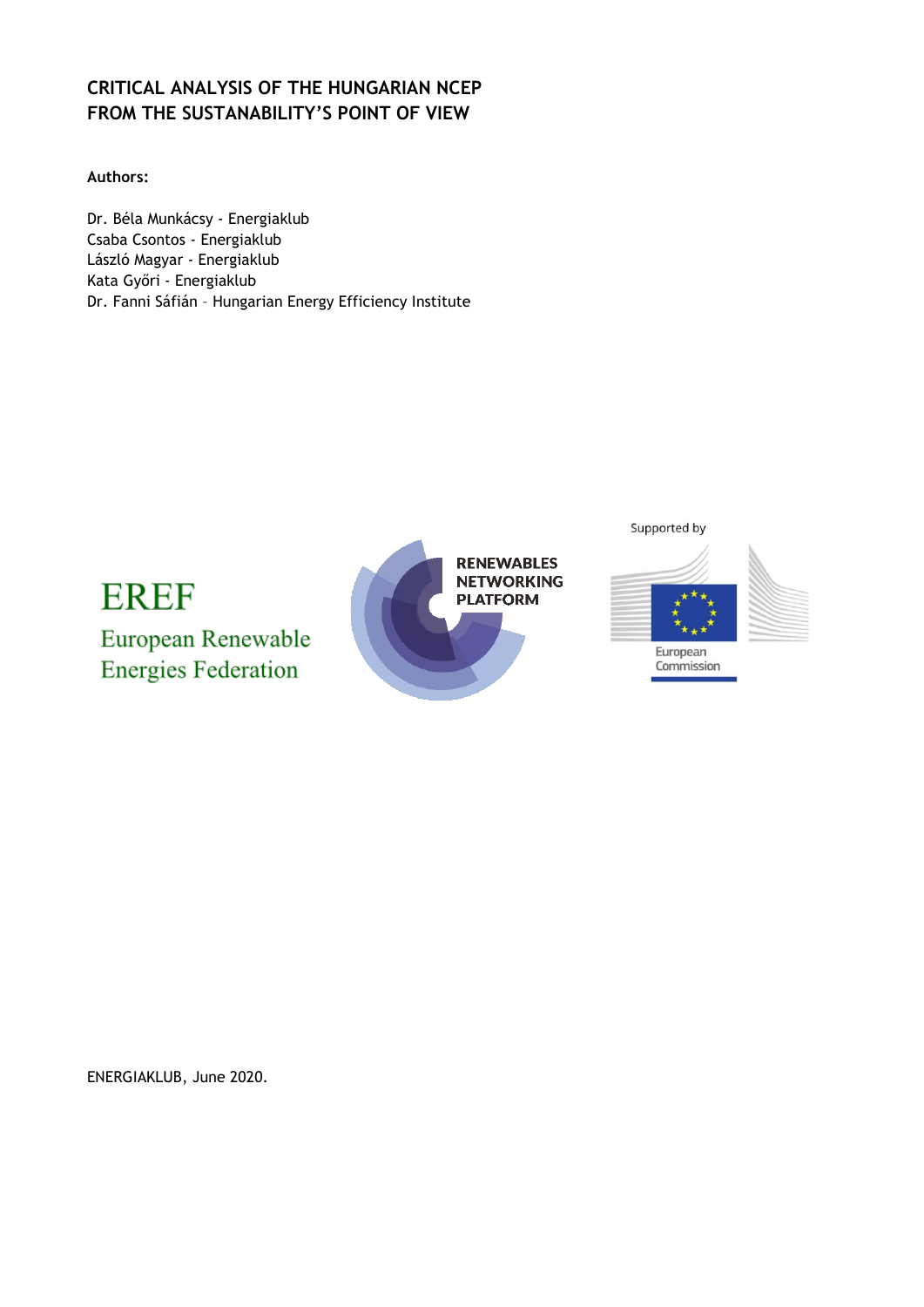# CRITICAL ANALYSIS OF THE HUNGARIAN NCEP FROM THE SUSTANABILITY'S POINT OF VIEW

**Authors:**

Dr. Béla Munkácsy - Energiaklub
Csaba Csontos - Energiaklub
László Magyar - Energiaklub
Kata Győri - Energiaklub
Dr. Fanni Sáfián – Hungarian Energy Efficiency Institute

EREF
European Renewable Energies Federation

RENEWABLES NETWORKING PLATFORM

Supported by
European Commission

ENERGIAKLUB, June 2020.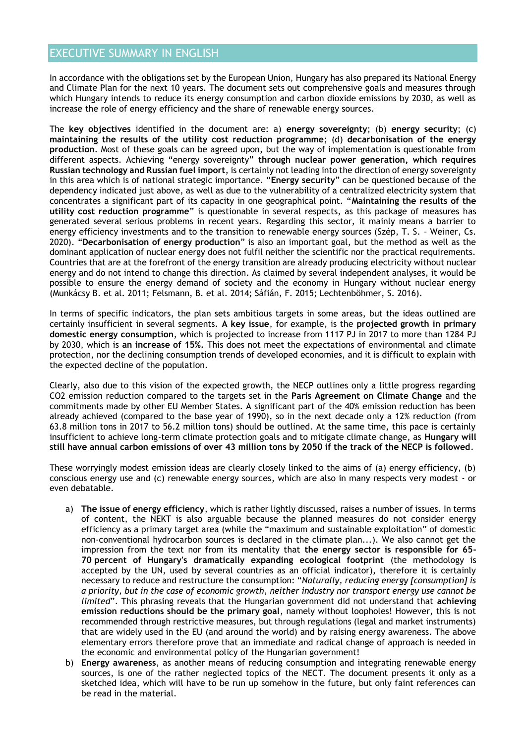# EXECUTIVE SUMMARY IN ENGLISH

In accordance with the obligations set by the European Union, Hungary has also prepared its National Energy and Climate Plan for the next 10 years. The document sets out comprehensive goals and measures through which Hungary intends to reduce its energy consumption and carbon dioxide emissions by 2030, as well as increase the role of energy efficiency and the share of renewable energy sources.

The **key objectives** identified in the document are: a) **energy sovereignty**; (b) **energy security**; (c) **maintaining the results of the utility cost reduction programme**; (d) **decarbonisation of the energy production**. Most of these goals can be agreed upon, but the way of implementation is questionable from different aspects. Achieving "energy sovereignty" **through nuclear power generation, which requires Russian technology and Russian fuel import**, is certainly not leading into the direction of energy sovereignty in this area which is of national strategic importance. "**Energy security**" can be questioned because of the dependency indicated just above, as well as due to the vulnerability of a centralized electricity system that concentrates a significant part of its capacity in one geographical point. "**Maintaining the results of the utility cost reduction programme**" is questionable in several respects, as this package of measures has generated several serious problems in recent years. Regarding this sector, it mainly means a barrier to energy efficiency investments and to the transition to renewable energy sources (Szép, T. S. – Weiner, Cs. 2020). "**Decarbonisation of energy production**" is also an important goal, but the method as well as the dominant application of nuclear energy does not fulfil neither the scientific nor the practical requirements. Countries that are at the forefront of the energy transition are already producing electricity without nuclear energy and do not intend to change this direction. As claimed by several independent analyses, it would be possible to ensure the energy demand of society and the economy in Hungary without nuclear energy (Munkácsy B. et al. 2011; Felsmann, B. et al. 2014; Sáfián, F. 2015; Lechtenböhmer, S. 2016).

In terms of specific indicators, the plan sets ambitious targets in some areas, but the ideas outlined are certainly insufficient in several segments. **A key issue**, for example, is the **projected growth in primary domestic energy consumption**, which is projected to increase from 1117 PJ in 2017 to more than 1284 PJ by 2030, which is **an increase of 15%.** This does not meet the expectations of environmental and climate protection, nor the declining consumption trends of developed economies, and it is difficult to explain with the expected decline of the population.

Clearly, also due to this vision of the expected growth, the NECP outlines only a little progress regarding $CO_2$ emission reduction compared to the targets set in the **Paris Agreement on Climate Change** and the commitments made by other EU Member States. A significant part of the 40% emission reduction has been already achieved (compared to the base year of 1990), so in the next decade only a 12% reduction (from 63.8 million tons in 2017 to 56.2 million tons) should be outlined. At the same time, this pace is certainly insufficient to achieve long-term climate protection goals and to mitigate climate change, as **Hungary will still have annual carbon emissions of over 43 million tons by 2050 if the track of the NECP is followed**.

These worryingly modest emission ideas are clearly closely linked to the aims of (a) energy efficiency, (b) conscious energy use and (c) renewable energy sources, which are also in many respects very modest - or even debatable.

a) **The issue of energy efficiency**, which is rather lightly discussed, raises a number of issues. In terms of content, the NEKT is also arguable because the planned measures do not consider energy efficiency as a primary target area (while the "maximum and sustainable exploitation" of domestic non-conventional hydrocarbon sources is declared in the climate plan...). We also cannot get the impression from the text nor from its mentality that **the energy sector is responsible for 65-70 percent of Hungary's dramatically expanding ecological footprint** (the methodology is accepted by the UN, used by several countries as an official indicator), therefore it is certainly necessary to reduce and restructure the consumption: "*Naturally, reducing energy [consumption] is a priority, but in the case of economic growth, neither industry nor transport energy use cannot be limited*". This phrasing reveals that the Hungarian government did not understand that **achieving emission reductions should be the primary goal**, namely without loopholes! However, this is not recommended through restrictive measures, but through regulations (legal and market instruments) that are widely used in the EU (and around the world) and by raising energy awareness. The above elementary errors therefore prove that an immediate and radical change of approach is needed in the economic and environmental policy of the Hungarian government!
b) **Energy awareness**, as another means of reducing consumption and integrating renewable energy sources, is one of the rather neglected topics of the NECT. The document presents it only as a sketched idea, which will have to be run up somehow in the future, but only faint references can be read in the material.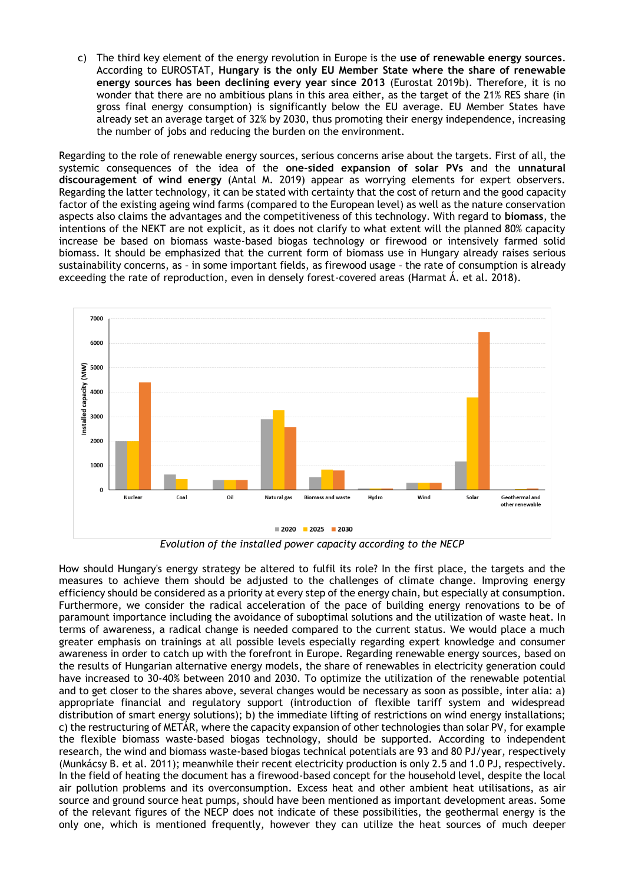c) The third key element of the energy revolution in Europe is the **use of renewable energy sources**. According to EUROSTAT, **Hungary is the only EU Member State where the share of renewable energy sources has been declining every year since 2013** (Eurostat 2019b). Therefore, it is no wonder that there are no ambitious plans in this area either, as the target of the 21% RES share (in gross final energy consumption) is significantly below the EU average. EU Member States have already set an average target of 32% by 2030, thus promoting their energy independence, increasing the number of jobs and reducing the burden on the environment.

Regarding to the role of renewable energy sources, serious concerns arise about the targets. First of all, the systemic consequences of the idea of the **one-sided expansion of solar PVs** and the **unnatural discouragement of wind energy** (Antal M. 2019) appear as worrying elements for expert observers. Regarding the latter technology, it can be stated with certainty that the cost of return and the good capacity factor of the existing ageing wind farms (compared to the European level) as well as the nature conservation aspects also claims the advantages and the competitiveness of this technology. With regard to **biomass**, the intentions of the NEKT are not explicit, as it does not clarify to what extent will the planned 80% capacity increase be based on biomass waste-based biogas technology or firewood or intensively farmed solid biomass. It should be emphasized that the current form of biomass use in Hungary already raises serious sustainability concerns, as – in some important fields, as firewood usage – the rate of consumption is already exceeding the rate of reproduction, even in densely forest-covered areas (Harmat Á. et al. 2018).

*Evolution of the installed power capacity according to the NECP*

How should Hungary's energy strategy be altered to fulfil its role? In the first place, the targets and the measures to achieve them should be adjusted to the challenges of climate change. Improving energy efficiency should be considered as a priority at every step of the energy chain, but especially at consumption. Furthermore, we consider the radical acceleration of the pace of building energy renovations to be of paramount importance including the avoidance of suboptimal solutions and the utilization of waste heat. In terms of awareness, a radical change is needed compared to the current status. We would place a much greater emphasis on trainings at all possible levels especially regarding expert knowledge and consumer awareness in order to catch up with the forefront in Europe. Regarding renewable energy sources, based on the results of Hungarian alternative energy models, the share of renewables in electricity generation could have increased to 30-40% between 2010 and 2030. To optimize the utilization of the renewable potential and to get closer to the shares above, several changes would be necessary as soon as possible, inter alia: a) appropriate financial and regulatory support (introduction of flexible tariff system and widespread distribution of smart energy solutions); b) the immediate lifting of restrictions on wind energy installations; c) the restructuring of METÁR, where the capacity expansion of other technologies than solar PV, for example the flexible biomass waste-based biogas technology, should be supported. According to independent research, the wind and biomass waste-based biogas technical potentials are 93 and 80 PJ/year, respectively (Munkácsy B. et al. 2011); meanwhile their recent electricity production is only 2.5 and 1.0 PJ, respectively. In the field of heating the document has a firewood-based concept for the household level, despite the local air pollution problems and its overconsumption. Excess heat and other ambient heat utilisations, as air source and ground source heat pumps, should have been mentioned as important development areas. Some of the relevant figures of the NECP does not indicate of these possibilities, the geothermal energy is the only one, which is mentioned frequently, however they can utilize the heat sources of much deeper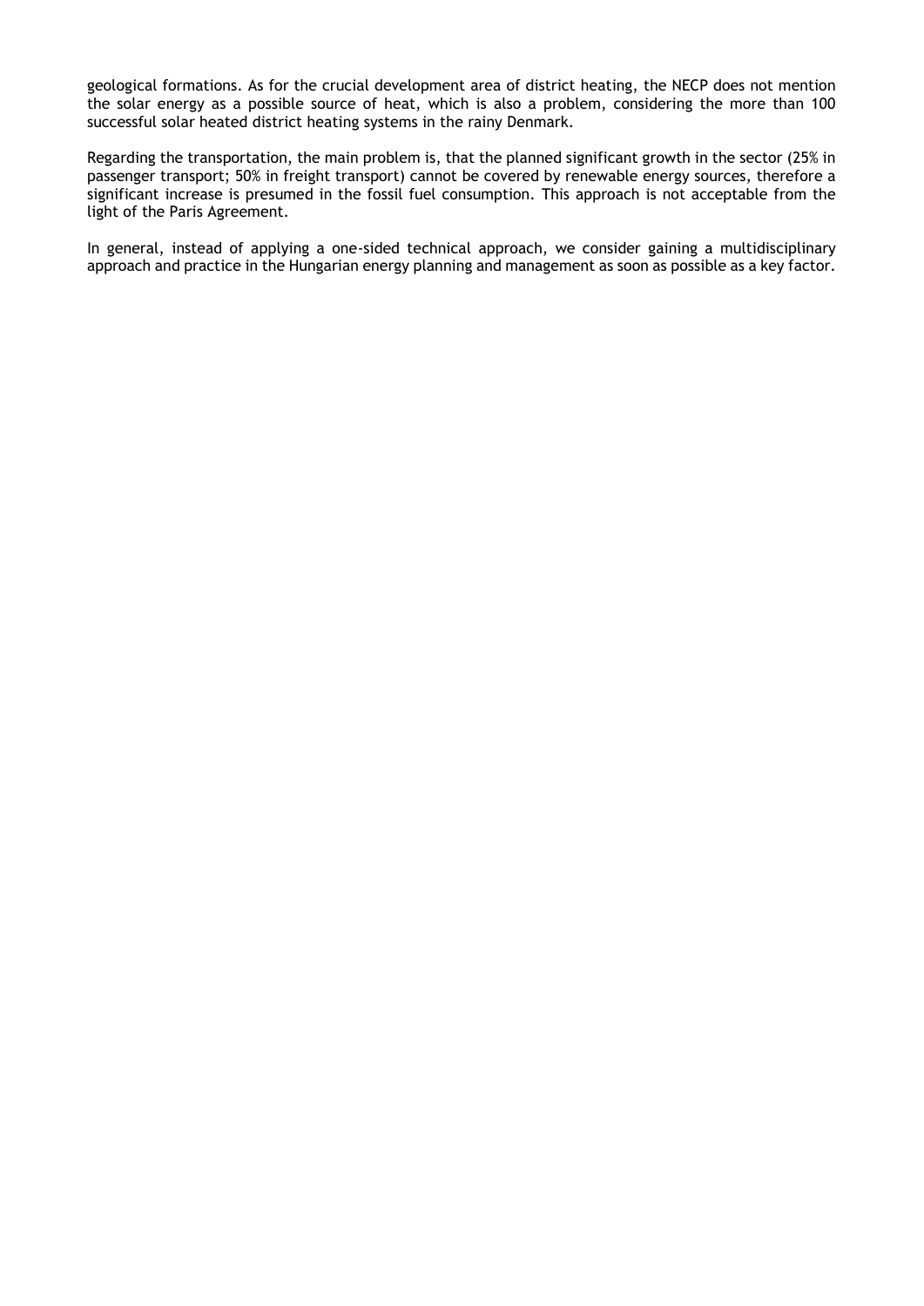geological formations. As for the crucial development area of district heating, the NECP does not mention the solar energy as a possible source of heat, which is also a problem, considering the more than 100 successful solar heated district heating systems in the rainy Denmark.

Regarding the transportation, the main problem is, that the planned significant growth in the sector (25% in passenger transport; 50% in freight transport) cannot be covered by renewable energy sources, therefore a significant increase is presumed in the fossil fuel consumption. This approach is not acceptable from the light of the Paris Agreement.

In general, instead of applying a one-sided technical approach, we consider gaining a multidisciplinary approach and practice in the Hungarian energy planning and management as soon as possible as a key factor.